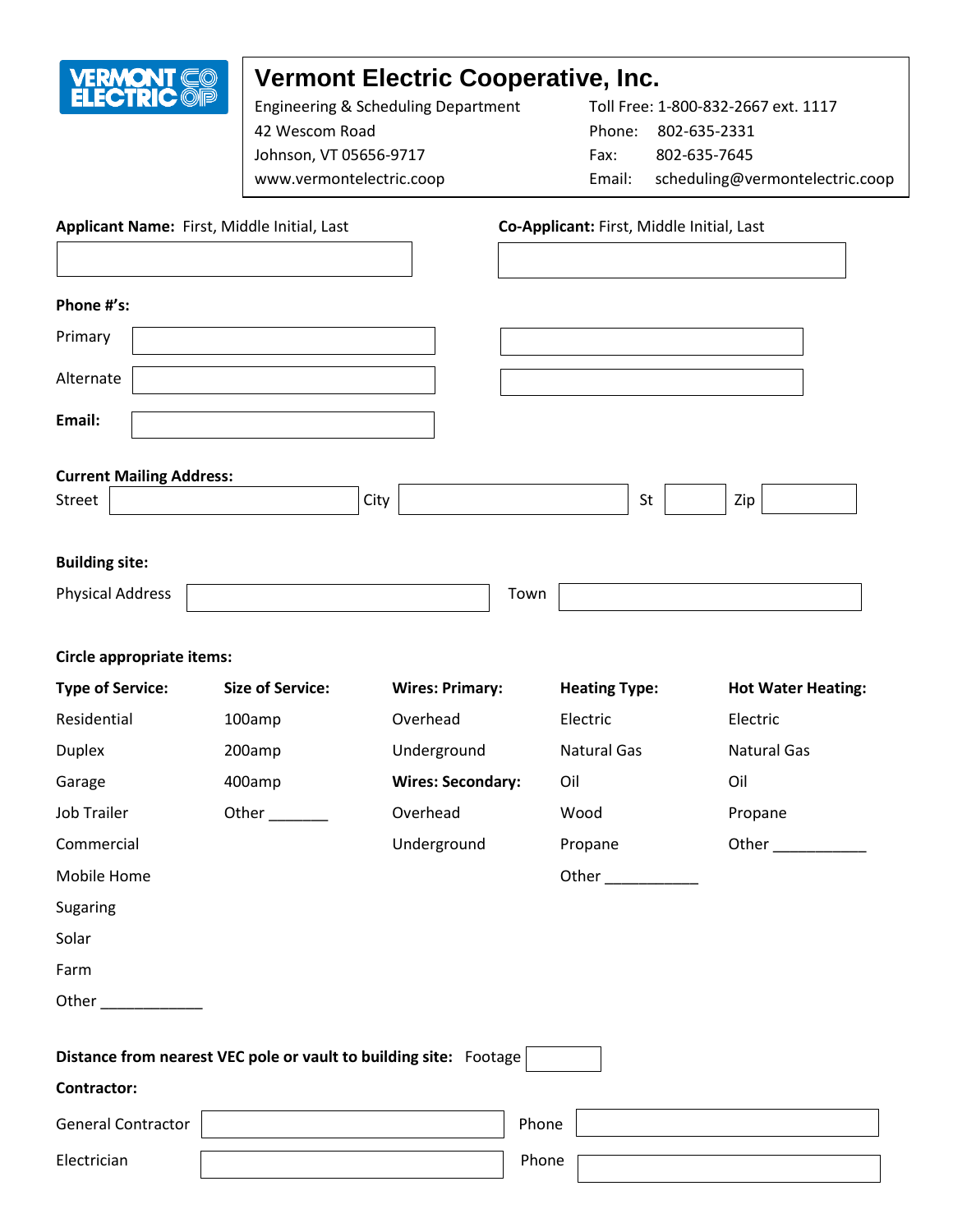# Vermont Electric Cooperative, Inc.

Engineering & Scheduling Department
42 Wescom Road
Johnson, VT 05656-9717
www.vermontelectric.coop

Toll Free: 1-800-832-2667 ext. 1117
Phone: 802-635-2331
Fax: 802-635-7645
Email: scheduling@vermontelectric.coop

**Applicant Name:** First, Middle Initial, Last

**Co-Applicant:** First, Middle Initial, Last

**Phone #'s:**

Primary

Alternate

**Email:**

**Current Mailing Address:**

Street | City | St | Zip

**Building site:**

Physical Address | Town

**Circle appropriate items:**

| Type of Service: | Size of Service: | Wires: Primary: | Heating Type: | Hot Water Heating: |
|---|---|---|---|---|
| Residential | 100amp | Overhead | Electric | Electric |
| Duplex | 200amp | Underground | Natural Gas | Natural Gas |
| Garage | 400amp | **Wires: Secondary:** | Oil | Oil |
| Job Trailer | Other _______ | Overhead | Wood | Propane |
| Commercial | | Underground | Propane | Other ___________ |
| Mobile Home | | | Other ___________ | |
| Sugaring | | | | |
| Solar | | | | |
| Farm | | | | |
| Other ____________ | | | | |

**Distance from nearest VEC pole or vault to building site:** Footage

**Contractor:**

General Contractor | Phone

Electrician | Phone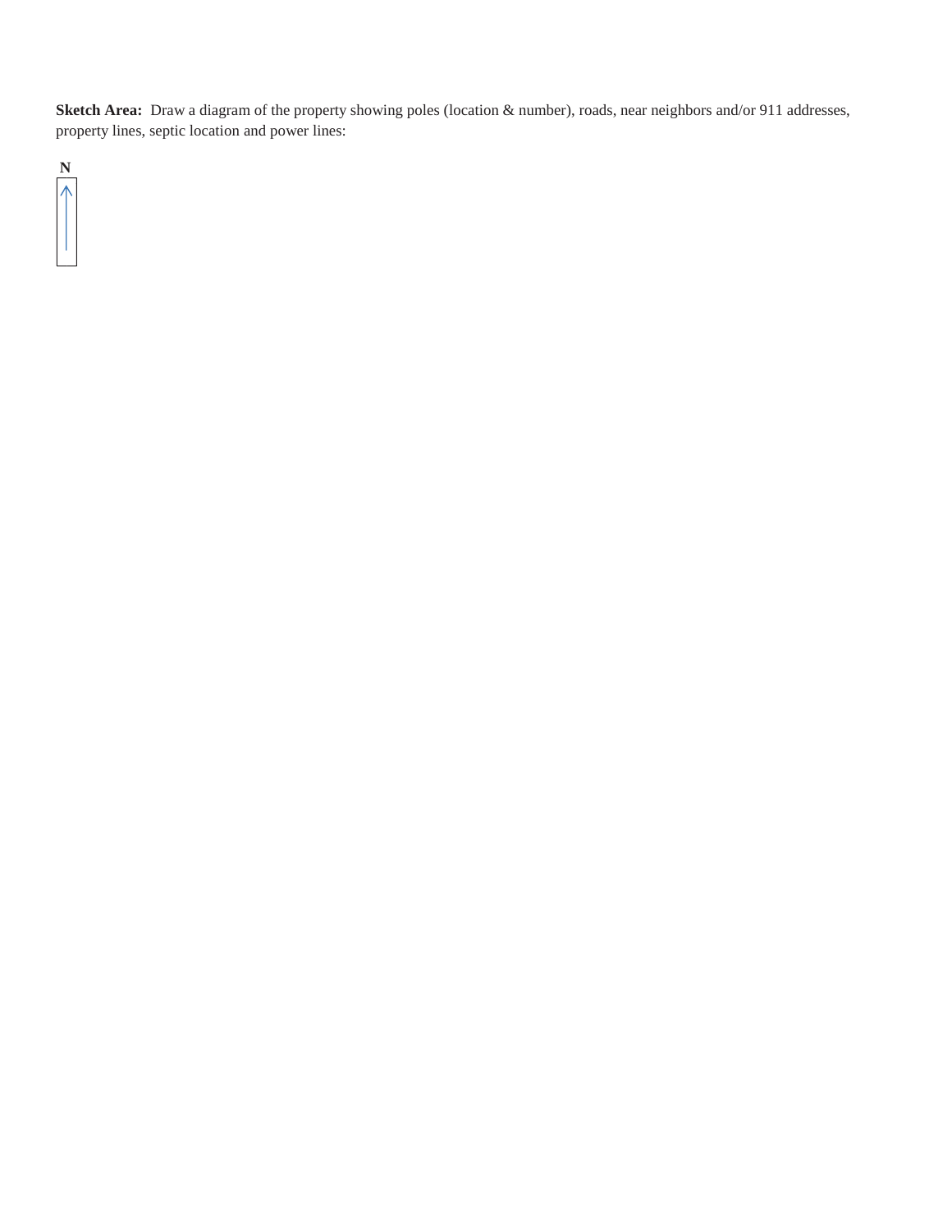**Sketch Area:** Draw a diagram of the property showing poles (location & number), roads, near neighbors and/or 911 addresses, property lines, septic location and power lines:

N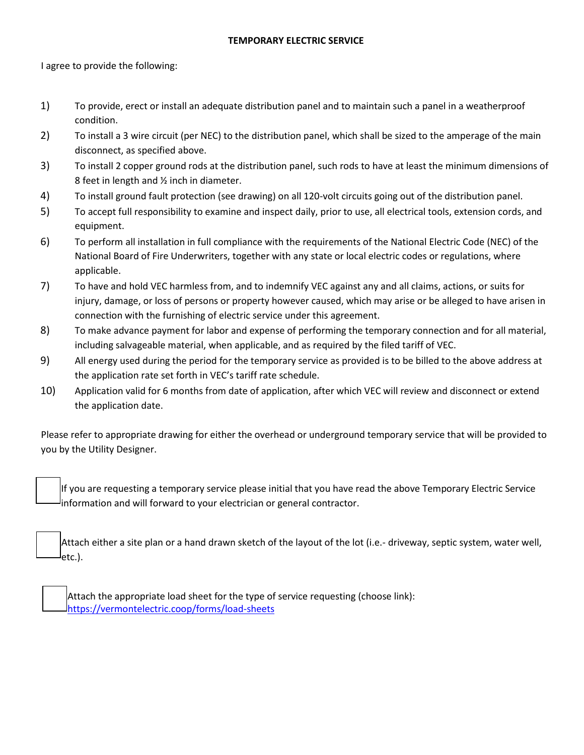**TEMPORARY ELECTRIC SERVICE**

I agree to provide the following:

1) To provide, erect or install an adequate distribution panel and to maintain such a panel in a weatherproof condition.
2) To install a 3 wire circuit (per NEC) to the distribution panel, which shall be sized to the amperage of the main disconnect, as specified above.
3) To install 2 copper ground rods at the distribution panel, such rods to have at least the minimum dimensions of 8 feet in length and ½ inch in diameter.
4) To install ground fault protection (see drawing) on all 120-volt circuits going out of the distribution panel.
5) To accept full responsibility to examine and inspect daily, prior to use, all electrical tools, extension cords, and equipment.
6) To perform all installation in full compliance with the requirements of the National Electric Code (NEC) of the National Board of Fire Underwriters, together with any state or local electric codes or regulations, where applicable.
7) To have and hold VEC harmless from, and to indemnify VEC against any and all claims, actions, or suits for injury, damage, or loss of persons or property however caused, which may arise or be alleged to have arisen in connection with the furnishing of electric service under this agreement.
8) To make advance payment for labor and expense of performing the temporary connection and for all material, including salvageable material, when applicable, and as required by the filed tariff of VEC.
9) All energy used during the period for the temporary service as provided is to be billed to the above address at the application rate set forth in VEC's tariff rate schedule.
10) Application valid for 6 months from date of application, after which VEC will review and disconnect or extend the application date.

Please refer to appropriate drawing for either the overhead or underground temporary service that will be provided to you by the Utility Designer.

☐ If you are requesting a temporary service please initial that you have read the above Temporary Electric Service information and will forward to your electrician or general contractor.

☐ Attach either a site plan or a hand drawn sketch of the layout of the lot (i.e.- driveway, septic system, water well, etc.).

☐ Attach the appropriate load sheet for the type of service requesting (choose link): https://vermontelectric.coop/forms/load-sheets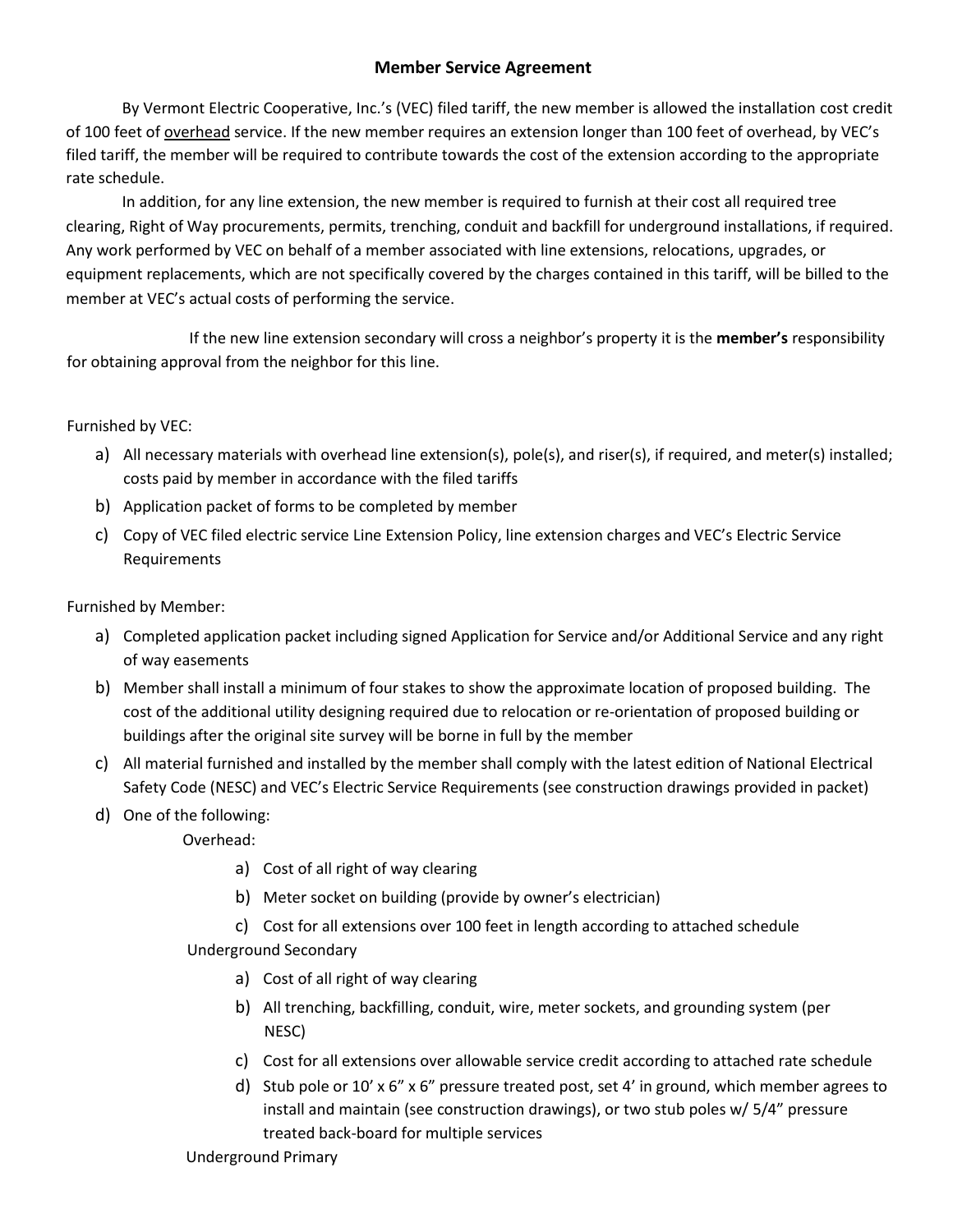# Member Service Agreement

By Vermont Electric Cooperative, Inc.'s (VEC) filed tariff, the new member is allowed the installation cost credit of 100 feet of <u>overhead</u> service. If the new member requires an extension longer than 100 feet of overhead, by VEC's filed tariff, the member will be required to contribute towards the cost of the extension according to the appropriate rate schedule.

In addition, for any line extension, the new member is required to furnish at their cost all required tree clearing, Right of Way procurements, permits, trenching, conduit and backfill for underground installations, if required. Any work performed by VEC on behalf of a member associated with line extensions, relocations, upgrades, or equipment replacements, which are not specifically covered by the charges contained in this tariff, will be billed to the member at VEC's actual costs of performing the service.

If the new line extension secondary will cross a neighbor's property it is the **member's** responsibility for obtaining approval from the neighbor for this line.

Furnished by VEC:

a) All necessary materials with overhead line extension(s), pole(s), and riser(s), if required, and meter(s) installed; costs paid by member in accordance with the filed tariffs
b) Application packet of forms to be completed by member
c) Copy of VEC filed electric service Line Extension Policy, line extension charges and VEC's Electric Service Requirements

Furnished by Member:

a) Completed application packet including signed Application for Service and/or Additional Service and any right of way easements
b) Member shall install a minimum of four stakes to show the approximate location of proposed building. The cost of the additional utility designing required due to relocation or re-orientation of proposed building or buildings after the original site survey will be borne in full by the member
c) All material furnished and installed by the member shall comply with the latest edition of National Electrical Safety Code (NESC) and VEC's Electric Service Requirements (see construction drawings provided in packet)
d) One of the following:

   Overhead:

   a) Cost of all right of way clearing
   b) Meter socket on building (provide by owner's electrician)
   c) Cost for all extensions over 100 feet in length according to attached schedule

   Underground Secondary

   a) Cost of all right of way clearing
   b) All trenching, backfilling, conduit, wire, meter sockets, and grounding system (per NESC)
   c) Cost for all extensions over allowable service credit according to attached rate schedule
   d) Stub pole or 10' x 6" x 6" pressure treated post, set 4' in ground, which member agrees to install and maintain (see construction drawings), or two stub poles w/ 5/4" pressure treated back-board for multiple services

   Underground Primary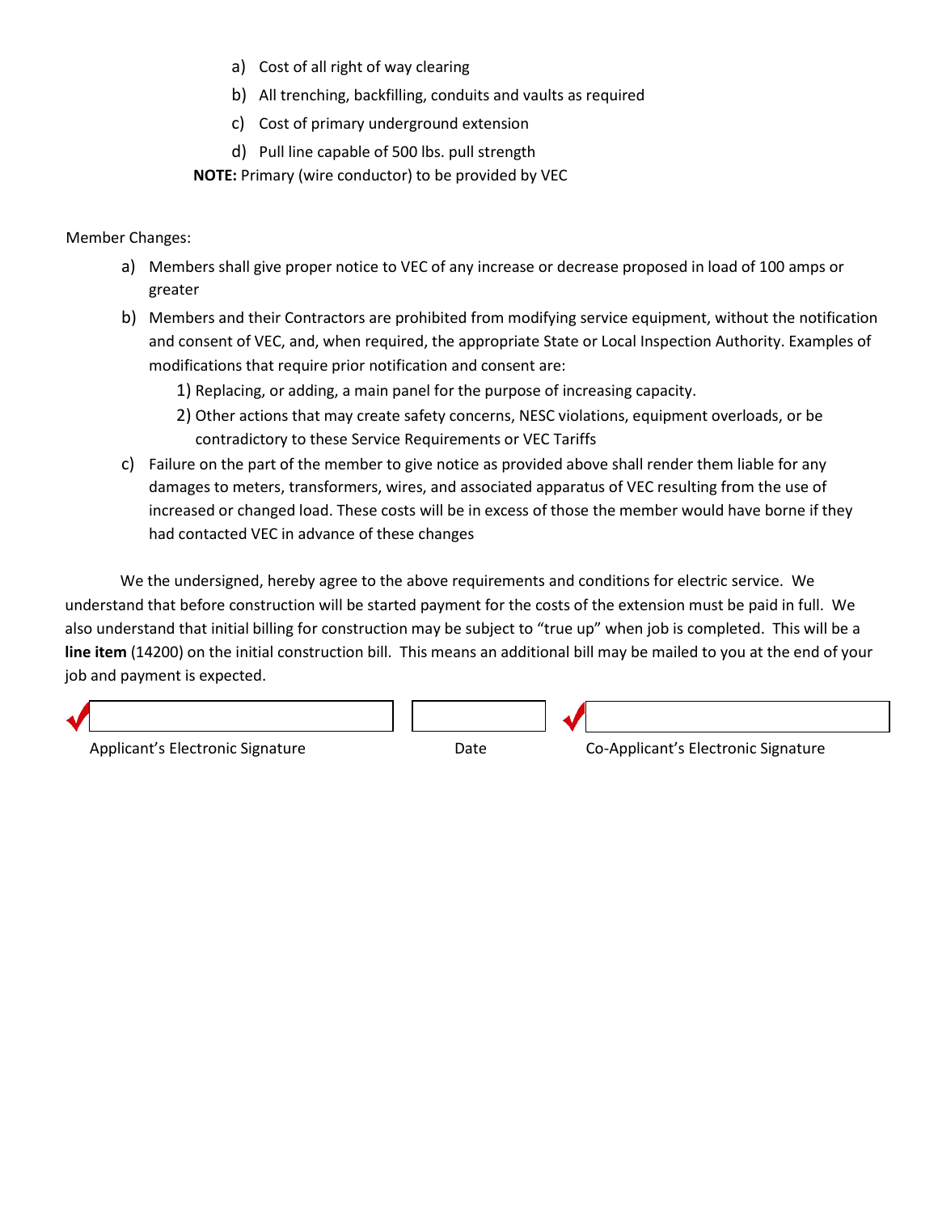a) Cost of all right of way clearing
b) All trenching, backfilling, conduits and vaults as required
c) Cost of primary underground extension
d) Pull line capable of 500 lbs. pull strength

**NOTE:** Primary (wire conductor) to be provided by VEC

Member Changes:

a) Members shall give proper notice to VEC of any increase or decrease proposed in load of 100 amps or greater
b) Members and their Contractors are prohibited from modifying service equipment, without the notification and consent of VEC, and, when required, the appropriate State or Local Inspection Authority. Examples of modifications that require prior notification and consent are:
   1) Replacing, or adding, a main panel for the purpose of increasing capacity.
   2) Other actions that may create safety concerns, NESC violations, equipment overloads, or be contradictory to these Service Requirements or VEC Tariffs
c) Failure on the part of the member to give notice as provided above shall render them liable for any damages to meters, transformers, wires, and associated apparatus of VEC resulting from the use of increased or changed load. These costs will be in excess of those the member would have borne if they had contacted VEC in advance of these changes

We the undersigned, hereby agree to the above requirements and conditions for electric service. We understand that before construction will be started payment for the costs of the extension must be paid in full. We also understand that initial billing for construction may be subject to "true up" when job is completed. This will be a **line item** (14200) on the initial construction bill. This means an additional bill may be mailed to you at the end of your job and payment is expected.

Applicant's Electronic Signature | Date | Co-Applicant's Electronic Signature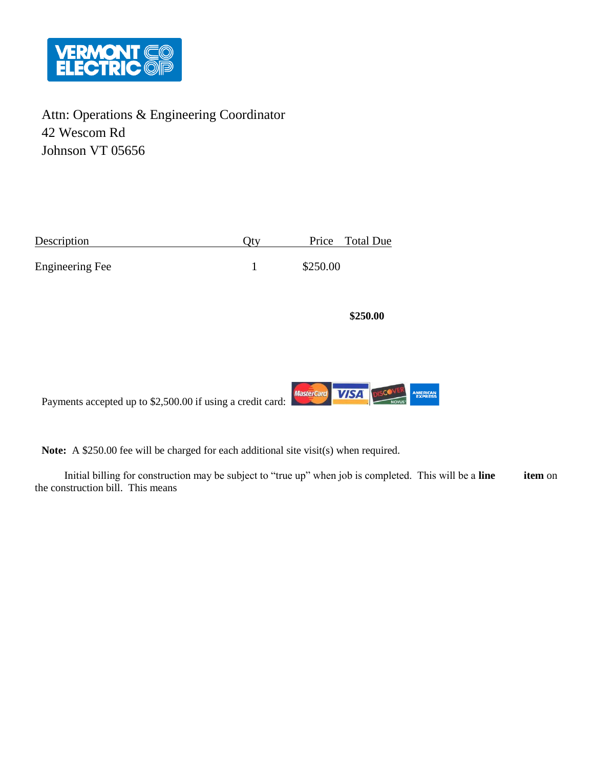VERMONT ELECTRIC CO OP

Attn: Operations & Engineering Coordinator
42 Wescom Rd
Johnson VT 05656

| Description | Qty | Price | Total Due |
|---|---|---|---|
| Engineering Fee | 1 | $250.00 | |
| | | | **$250.00** |

Payments accepted up to $2,500.00 if using a credit card: MasterCard VISA DISCOVER NOVUS AMERICAN EXPRESS

**Note:** A $250.00 fee will be charged for each additional site visit(s) when required.

Initial billing for construction may be subject to "true up" when job is completed. This will be a **line item** on the construction bill. This means